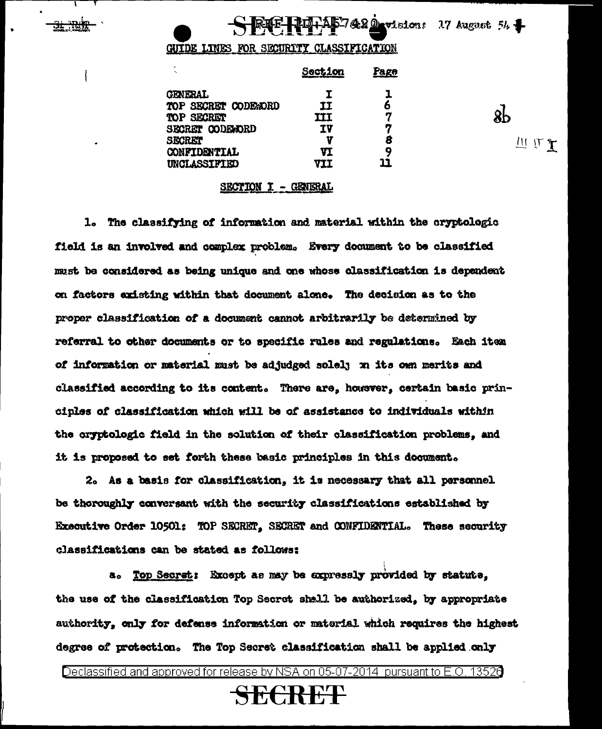Revisions 17 August 54

GUIDE LINES FOR SECURITY CLASSIFICATION

| | Section | Page |
|---|---|---|
| GENERAL | I | 1 |
| TOP SECRET CODEWORD | II | 6 |
| TOP SECRET | III | 7 |
| SECRET CODEWORD | IV | 7 |
| SECRET | V | 8 |
| CONFIDENTIAL | VI | 9 |
| UNCLASSIFIED | VII | 11 |

## SECTION I - GENERAL

1. The classifying of information and material within the cryptologic field is an involved and complex problem. Every document to be classified must be considered as being unique and one whose classification is dependent on factors existing within that document alone. The decision as to the proper classification of a document cannot arbitrarily be determined by referral to other documents or to specific rules and regulations. Each item of information or material must be adjudged solely on its own merits and classified according to its content. There are, however, certain basic principles of classification which will be of assistance to individuals within the cryptologic field in the solution of their classification problems, and it is proposed to set forth these basic principles in this document.

2. As a basis for classification, it is necessary that all personnel be thoroughly conversant with the security classifications established by Executive Order 10501: TOP SECRET, SECRET and CONFIDENTIAL. These security classifications can be stated as follows:

a. Top Secret: Except as may be expressly provided by statute, the use of the classification Top Secret shall be authorized, by appropriate authority, only for defense information or material which requires the highest degree of protection. The Top Secret classification shall be applied only

Declassified and approved for release by NSA on 05-07-2014 pursuant to E.O. 13526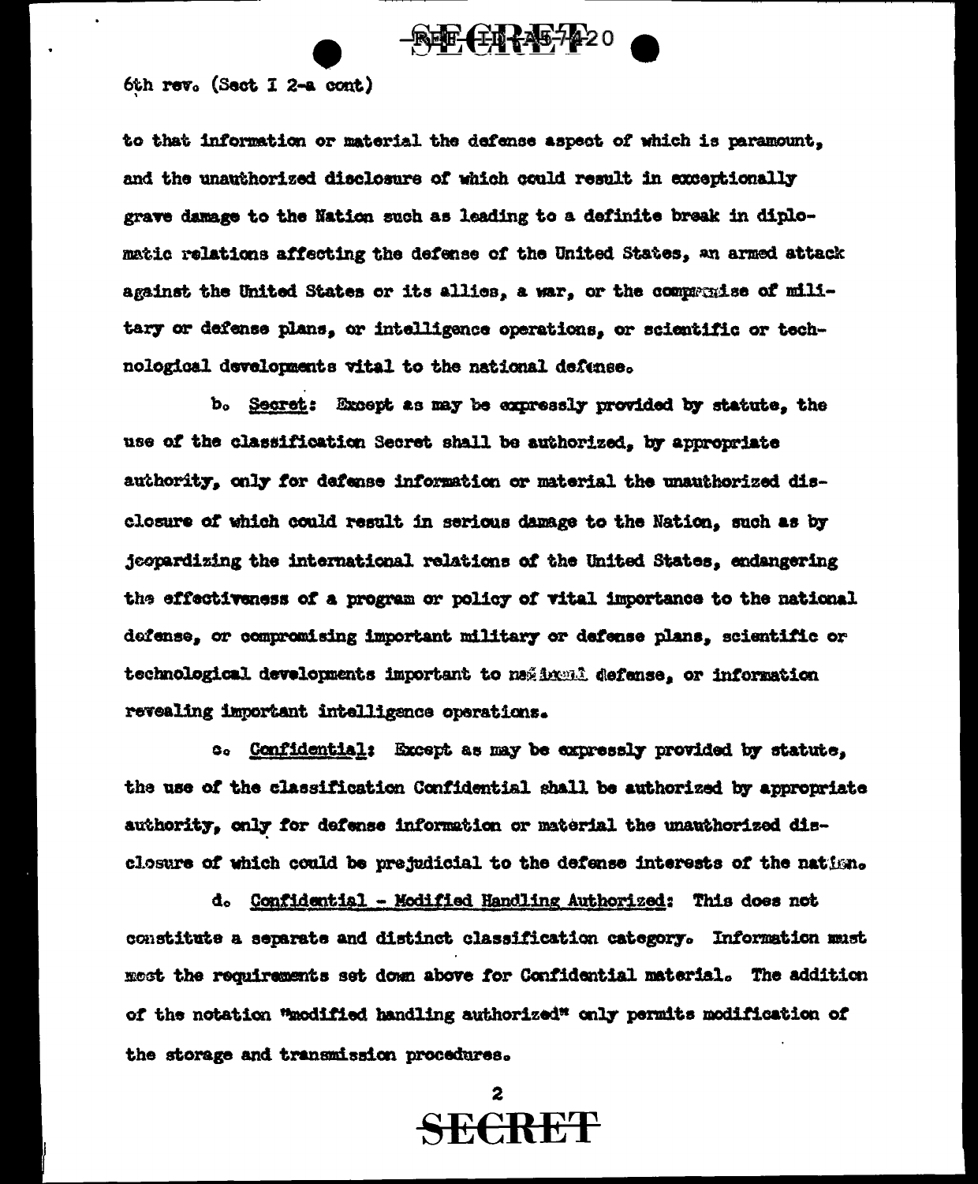6th rev. (Sect I 2-a cont)

to that information or material the defense aspect of which is paramount, and the unauthorized disclosure of which could result in exceptionally grave damage to the Nation such as leading to a definite break in diplomatic relations affecting the defense of the United States, an armed attack against the United States or its allies, a war, or the compromise of military or defense plans, or intelligence operations, or scientific or technological developments vital to the national defense.

b. Secret: Except as may be expressly provided by statute, the use of the classification Secret shall be authorized, by appropriate authority, only for defense information or material the unauthorized disclosure of which could result in serious damage to the Nation, such as by jeopardizing the international relations of the United States, endangering the effectiveness of a program or policy of vital importance to the national defense, or compromising important military or defense plans, scientific or technological developments important to national defense, or information revealing important intelligence operations.

c. Confidential: Except as may be expressly provided by statute, the use of the classification Confidential shall be authorized by appropriate authority, only for defense information or material the unauthorized disclosure of which could be prejudicial to the defense interests of the nation.

d. Confidential - Modified Handling Authorized: This does not constitute a separate and distinct classification category. Information must meet the requirements set down above for Confidential material. The addition of the notation "modified handling authorized" only permits modification of the storage and transmission procedures.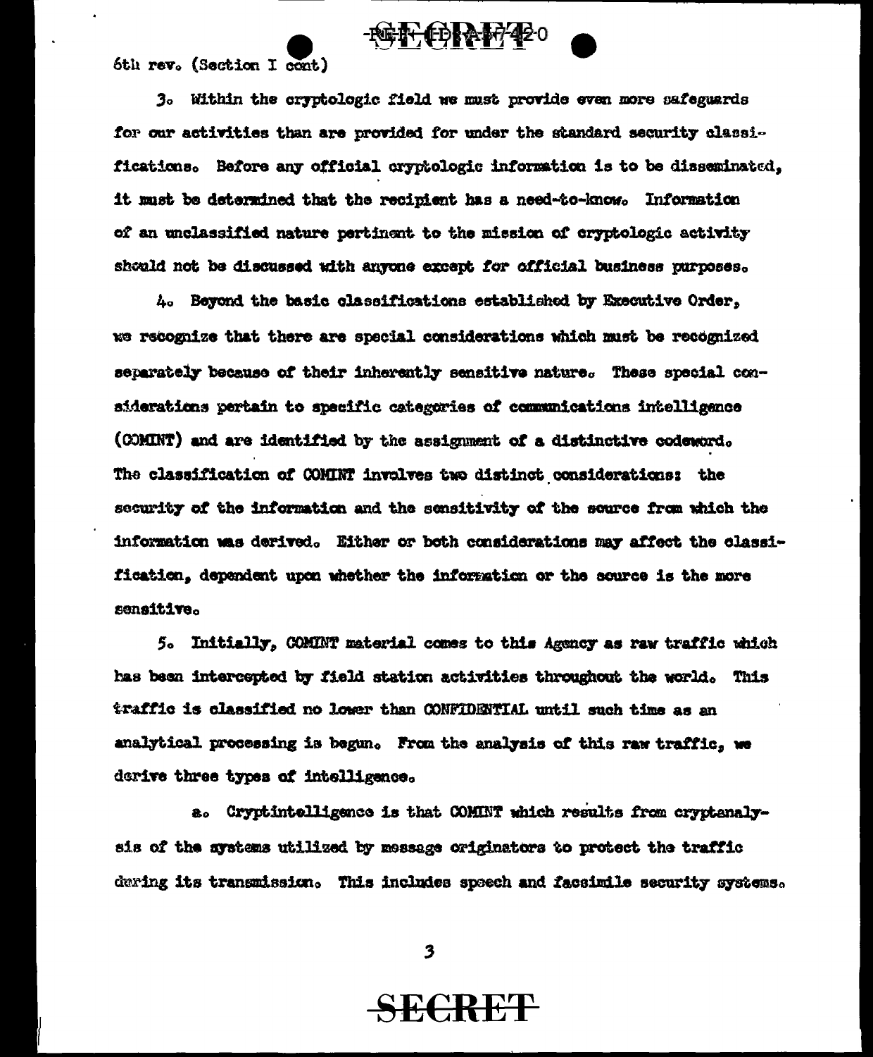6th rev. (Section I cont)

3. Within the cryptologic field we must provide even more safeguards for our activities than are provided for under the standard security classifications. Before any official cryptologic information is to be disseminated, it must be determined that the recipient has a need-to-know. Information of an unclassified nature pertinent to the mission of cryptologic activity should not be discussed with anyone except for official business purposes.

4. Beyond the basic classifications established by Executive Order, we recognize that there are special considerations which must be recognized separately because of their inherently sensitive nature. These special considerations pertain to specific categories of communications intelligence (COMINT) and are identified by the assignment of a distinctive codeword. The classification of COMINT involves two distinct considerations: the security of the information and the sensitivity of the source from which the information was derived. Either or both considerations may affect the classification, dependent upon whether the information or the source is the more sensitive.

5. Initially, COMINT material comes to this Agency as raw traffic which has been intercepted by field station activities throughout the world. This traffic is classified no lower than CONFIDENTIAL until such time as an analytical processing is begun. From the analysis of this raw traffic, we derive three types of intelligence.

a. Cryptintelligence is that COMINT which results from cryptanalysis of the systems utilized by message originators to protect the traffic during its transmission. This includes speech and facsimile security systems.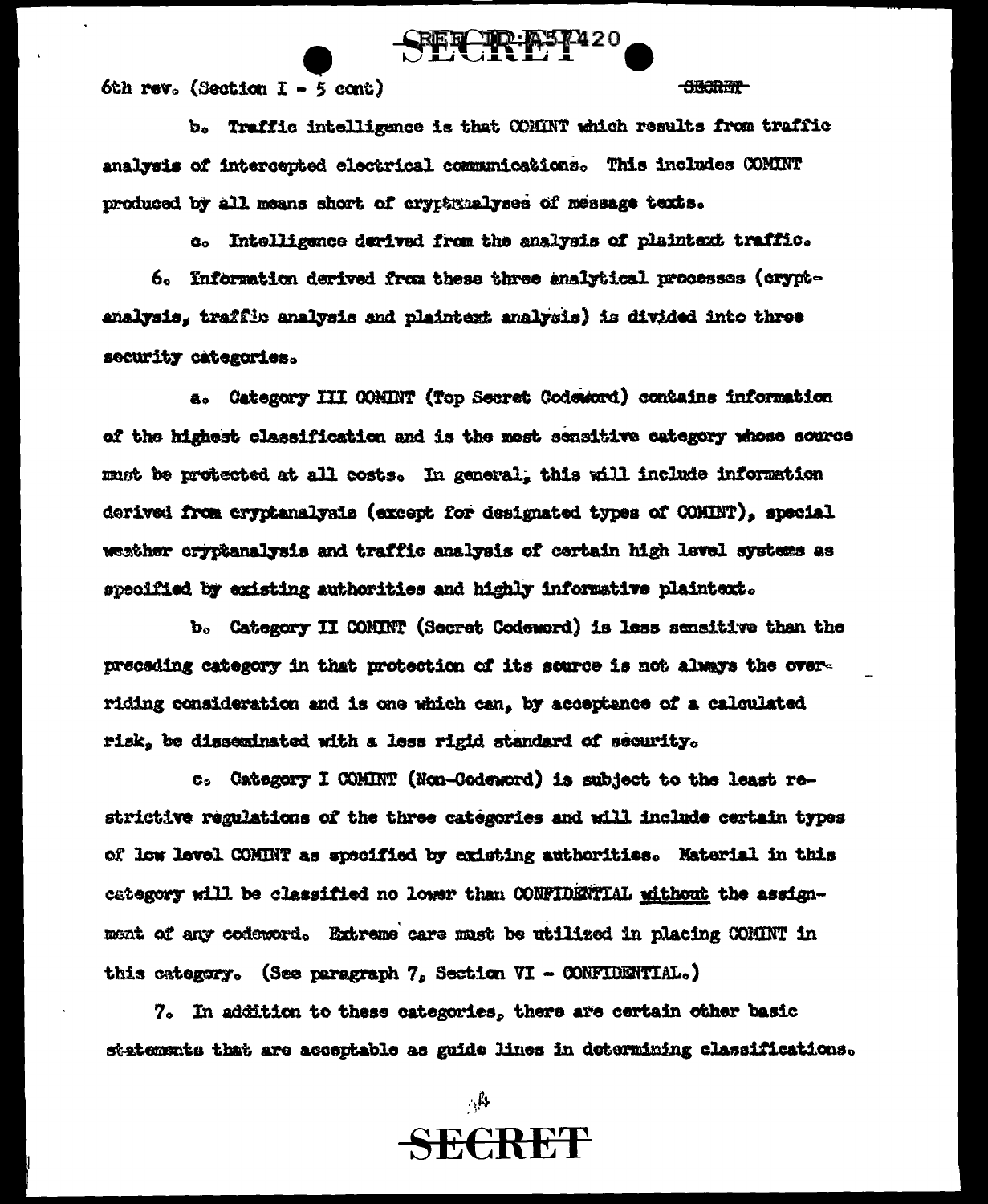6th rev. (Section I - 5 cont)

b. Traffic intelligence is that COMINT which results from traffic analysis of intercepted electrical communications. This includes COMINT produced by all means short of cryptanalyses of message texts.

c. Intelligence derived from the analysis of plaintext traffic.

6. Information derived from these three analytical processes (cryptanalysis, traffic analysis and plaintext analysis) is divided into three security categories.

a. Category III COMINT (Top Secret Codeword) contains information of the highest classification and is the most sensitive category whose source must be protected at all costs. In general, this will include information derived from cryptanalysis (except for designated types of COMINT), special weather cryptanalysis and traffic analysis of certain high level systems as specified by existing authorities and highly informative plaintext.

b. Category II COMINT (Secret Codeword) is less sensitive than the preceding category in that protection of its source is not always the overriding consideration and is one which can, by acceptance of a calculated risk, be disseminated with a less rigid standard of security.

c. Category I COMINT (Non-Codeword) is subject to the least restrictive regulations of the three categories and will include certain types of low level COMINT as specified by existing authorities. Material in this category will be classified no lower than CONFIDENTIAL _without_ the assignment of any codeword. Extreme care must be utilized in placing COMINT in this category. (See paragraph 7, Section VI - CONFIDENTIAL.)

7. In addition to these categories, there are certain other basic statements that are acceptable as guide lines in determining classifications.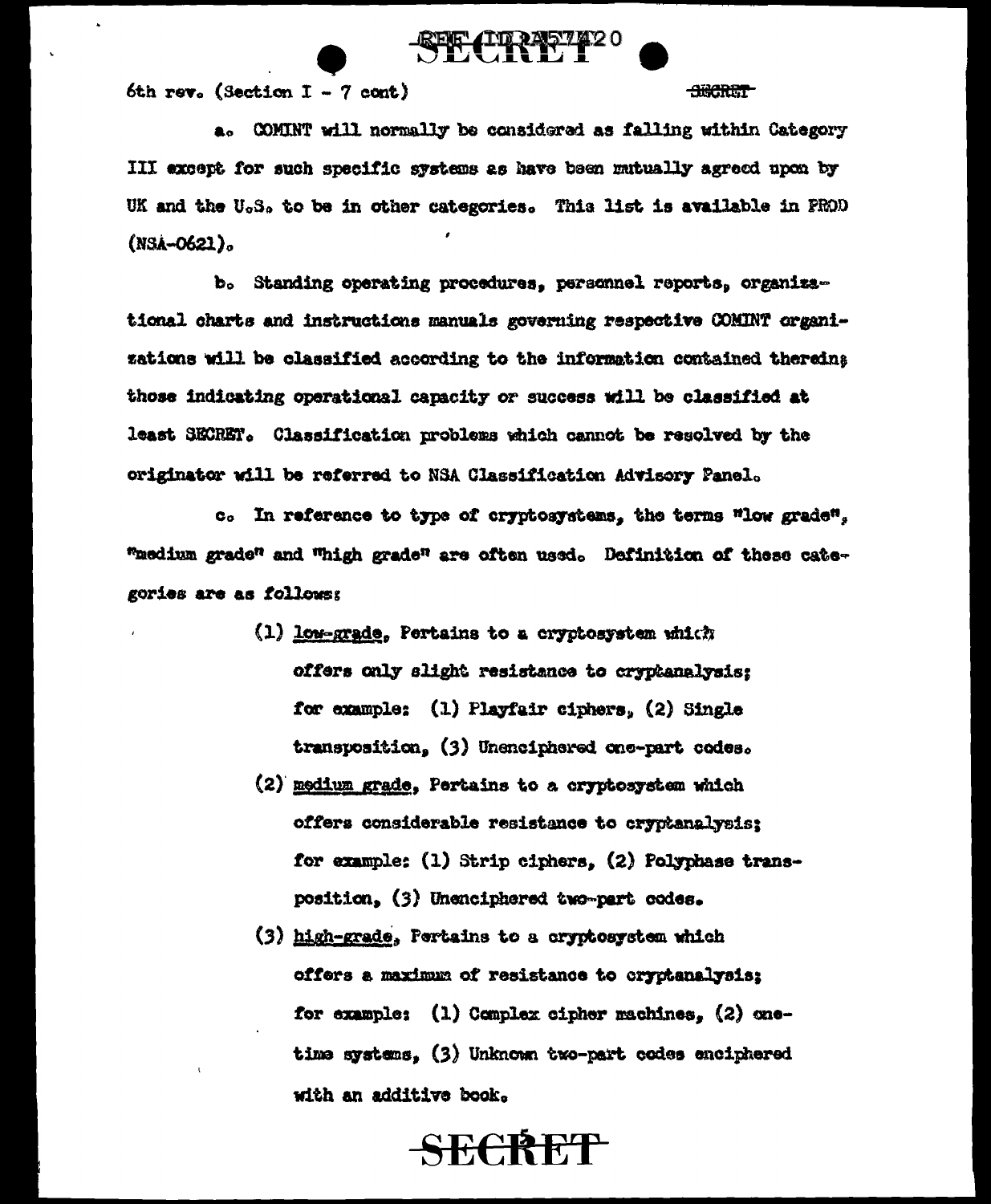6th rev. (Section I - 7 cont)

a. COMINT will normally be considered as falling within Category III except for such specific systems as have been mutually agreed upon by UK and the U.S. to be in other categories. This list is available in PROD (NSA-0621).

b. Standing operating procedures, personnel reports, organizational charts and instructions manuals governing respective COMINT organizations will be classified according to the information contained therein; those indicating operational capacity or success will be classified at least SECRET. Classification problems which cannot be resolved by the originator will be referred to NSA Classification Advisory Panel.

c. In reference to type of cryptosystems, the terms "low grade", "medium grade" and "high grade" are often used. Definition of these categories are as follows:

(1) <u>low-grade</u>, Pertains to a cryptosystem which offers only slight resistance to cryptanalysis; for example: (1) Playfair ciphers, (2) Single transposition, (3) Unenciphered one-part codes.

(2) <u>medium grade</u>, Pertains to a cryptosystem which offers considerable resistance to cryptanalysis; for example: (1) Strip ciphers, (2) Polyphase transposition, (3) Unenciphered two-part codes.

(3) <u>high-grade</u>, Pertains to a cryptosystem which offers a maximum of resistance to cryptanalysis; for example: (1) Complex cipher machines, (2) one-time systems, (3) Unknown two-part codes enciphered with an additive book.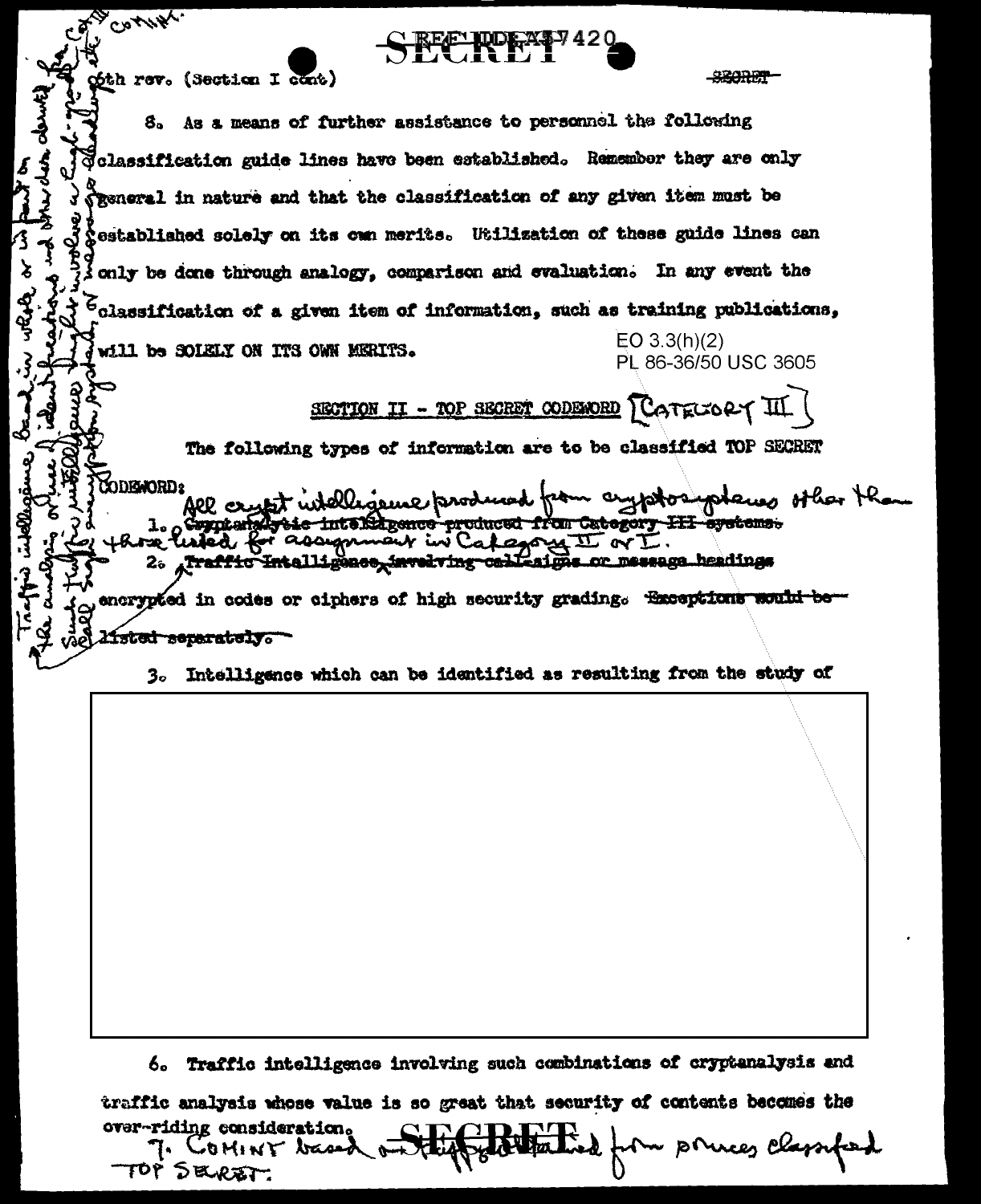6th rev. (Section I cont)

8. As a means of further assistance to personnel the following classification guide lines have been established. Remember they are only general in nature and that the classification of any given item must be established solely on its own merits. Utilization of these guide lines can only be done through analogy, comparison and evaluation. In any event the classification of a given item of information, such as training publications, will be SOLELY ON ITS OWN MERITS.

EO 3.3(h)(2)
PL 86-36/50 USC 3605

## SECTION II - TOP SECRET CODEWORD [CATEGORY III]

The following types of information are to be classified TOP SECRET CODEWORD:

1. ~~Cryptanalytic intelligence produced from Category III systems.~~ All crypt intelligence produced from cryptosystems other than those listed for assignment in Category II or I.

2. ~~Traffic intelligence~~ involving ~~call-signs or message headings~~ encrypted in codes or ciphers of high security grading. ~~Exceptions would be listed separately.~~

3. Intelligence which can be identified as resulting from the study of

6. Traffic intelligence involving such combinations of cryptanalysis and traffic analysis whose value is so great that security of contents becomes the over-riding consideration.

7. COMINT based on ... from sources classified TOP SECRET.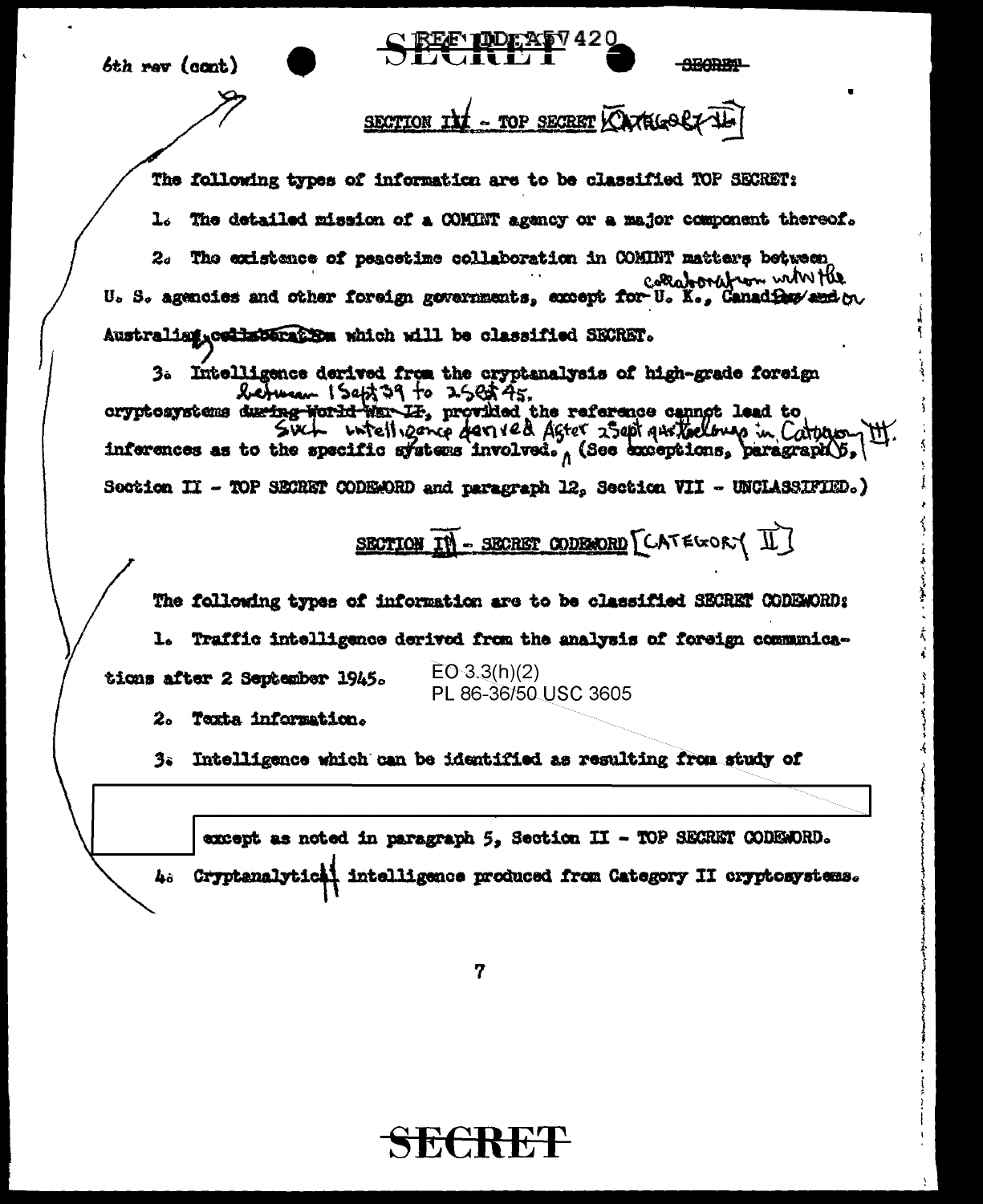6th rev (cont)

REF ID:A57420

SECRET

## SECTION III - TOP SECRET [CATEGORY II]

The following types of information are to be classified TOP SECRET:

1. The detailed mission of a COMINT agency or a major component thereof.

2. The existence of peacetime collaboration in COMINT matters between U. S. agencies and other foreign governments, except for ~~U. K., Canadian and~~ collaboration with the U. K., Canada or Australia ~~collaboration~~ which will be classified SECRET.

3. Intelligence derived from the cryptanalysis of high-grade foreign cryptosystems ~~during World War II~~ between 1 Sept 39 to 2 Sept 45, provided the reference cannot lead to inferences as to the specific systems involved. Such intelligence derived after 2 Sept 45 belongs in Category III. (See exceptions, paragraph 5, Section II - TOP SECRET CODEWORD and paragraph 12, Section VII - UNCLASSIFIED.)

## SECTION IV - SECRET CODEWORD [CATEGORY II]

The following types of information are to be classified SECRET CODEWORD:

1. Traffic intelligence derived from the analysis of foreign communications after 2 September 1945.

EO 3.3(h)(2)
PL 86-36/50 USC 3605

2. Texta information.

3. Intelligence which can be identified as resulting from study of

[REDACTED]

except as noted in paragraph 5, Section II - TOP SECRET CODEWORD.

4. Cryptanalytical intelligence produced from Category II cryptosystems.

SECRET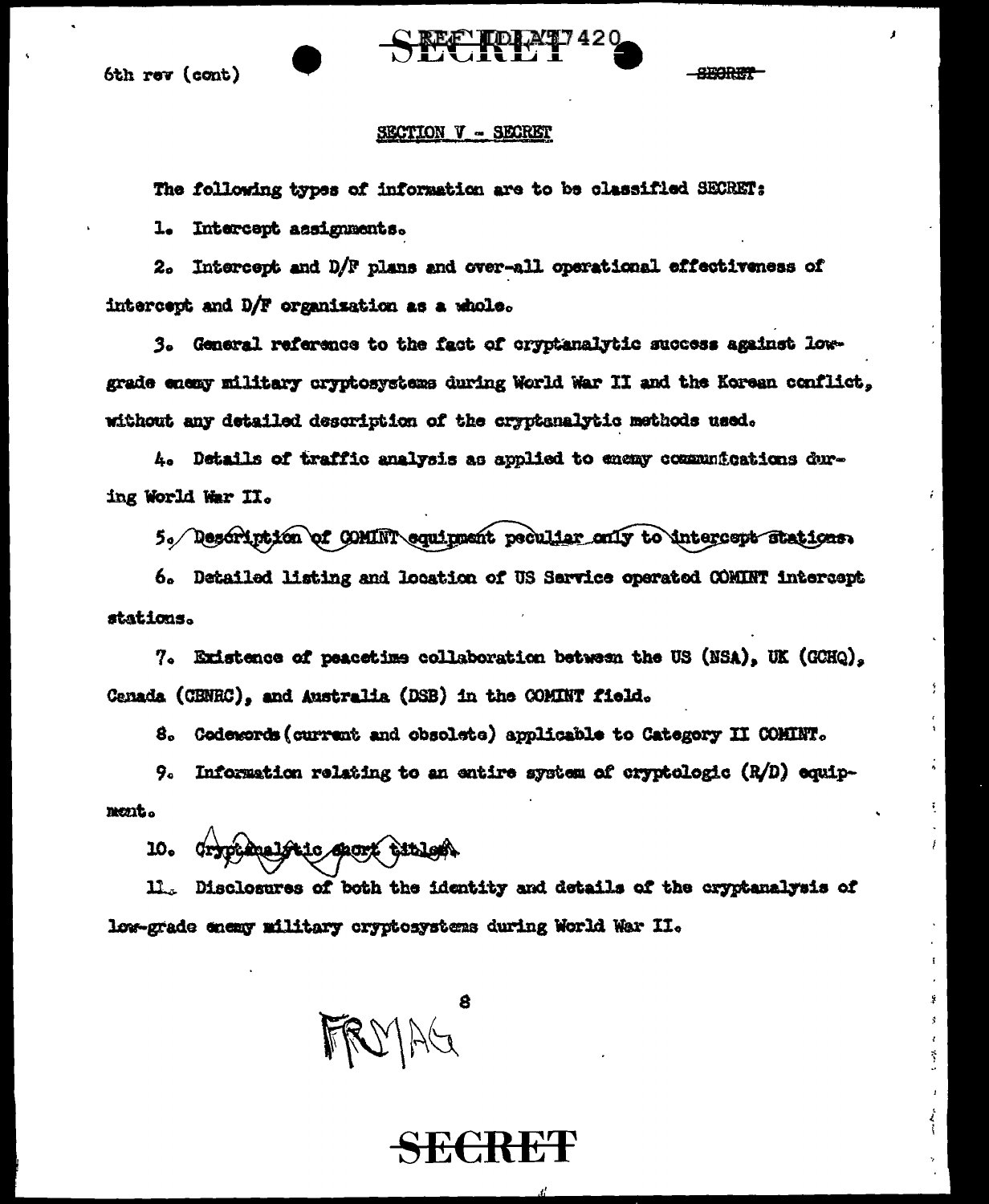6th rev (cont)

## SECTION V - SECRET

The following types of information are to be classified SECRET:

1. Intercept assignments.

2. Intercept and D/F plans and over-all operational effectiveness of intercept and D/F organization as a whole.

3. General reference to the fact of cryptanalytic success against low-grade enemy military cryptosystems during World War II and the Korean conflict, without any detailed description of the cryptanalytic methods used.

4. Details of traffic analysis as applied to enemy communications during World War II.

5. Description of COMINT equipment peculiar only to intercept stations.

6. Detailed listing and location of US Service operated COMINT intercept stations.

7. Existence of peacetime collaboration between the US (NSA), UK (GCHQ), Canada (CBNRC), and Australia (DSB) in the COMINT field.

8. Codewords (current and obsolete) applicable to Category II COMINT.

9. Information relating to an entire system of cryptologic (R/D) equipment.

10. Cryptanalytic short titles.

11. Disclosures of both the identity and details of the cryptanalysis of low-grade enemy military cryptosystems during World War II.

FRMAG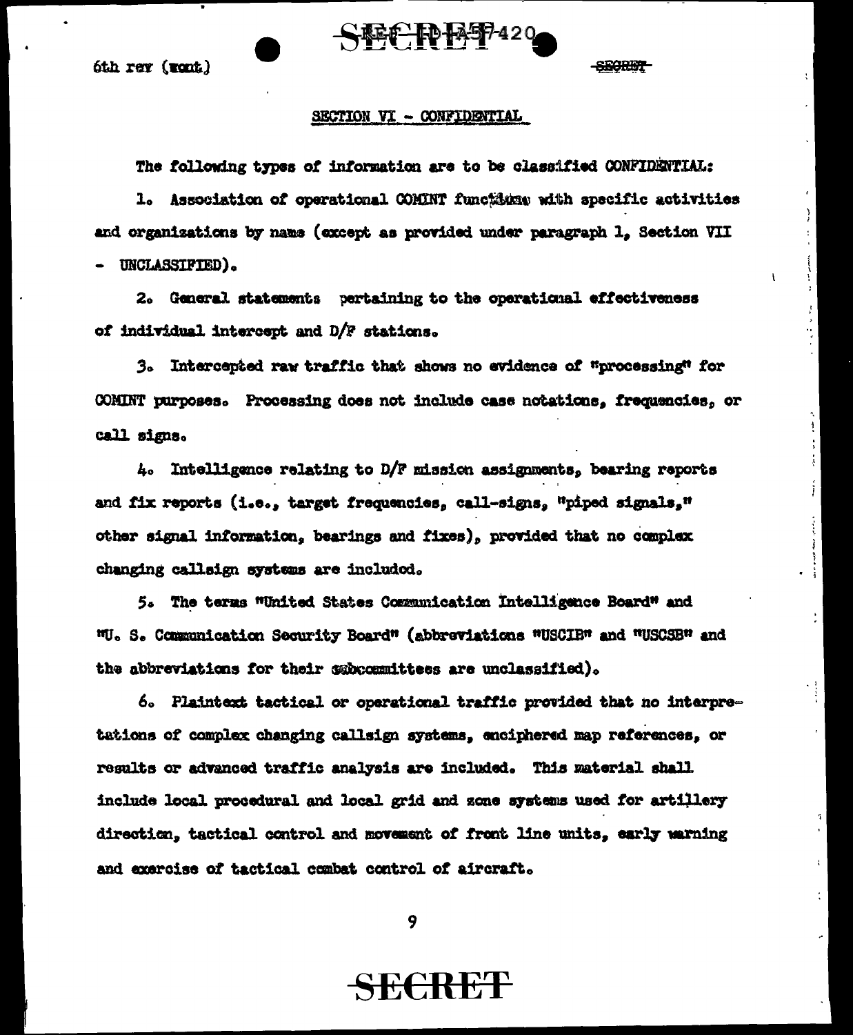6th rev (cont.)

## SECTION VI - CONFIDENTIAL

The following types of information are to be classified CONFIDENTIAL:

1. Association of operational COMINT functions with specific activities and organizations by name (except as provided under paragraph 1, Section VII - UNCLASSIFIED).

2. General statements pertaining to the operational effectiveness of individual intercept and D/F stations.

3. Intercepted raw traffic that shows no evidence of "processing" for COMINT purposes. Processing does not include case notations, frequencies, or call signs.

4. Intelligence relating to D/F mission assignments, bearing reports and fix reports (i.e., target frequencies, call-signs, "piped signals," other signal information, bearings and fixes), provided that no complex changing callsign systems are included.

5. The terms "United States Communication Intelligence Board" and "U. S. Communication Security Board" (abbreviations "USCIB" and "USCSB" and the abbreviations for their subcommittees are unclassified).

6. Plaintext tactical or operational traffic provided that no interpretations of complex changing callsign systems, enciphered map references, or results or advanced traffic analysis are included. This material shall include local procedural and local grid and zone systems used for artillery direction, tactical control and movement of front line units, early warning and exercise of tactical combat control of aircraft.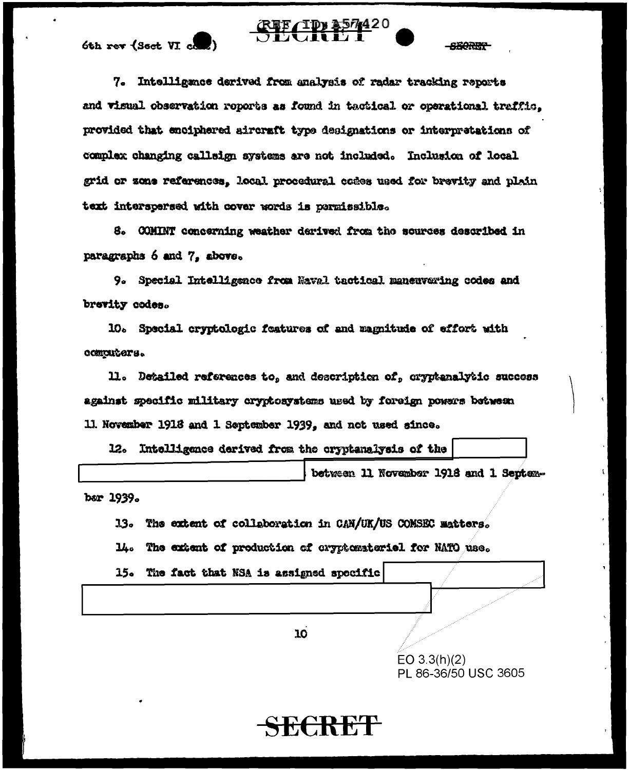7. Intelligence derived from analysis of radar tracking reports and visual observation reports as found in tactical or operational traffic, provided that enciphered aircraft type designations or interpretations of complex changing callsign systems are not included. Inclusion of local grid or zone references, local procedural codes used for brevity and plain text interspersed with cover words is permissible.

8. COMINT concerning weather derived from the sources described in paragraphs 6 and 7, above.

9. Special Intelligence from Naval tactical maneuvering codes and brevity codes.

10. Special cryptologic features of and magnitude of effort with computers.

11. Detailed references to, and description of, cryptanalytic success against specific military cryptosystems used by foreign powers between 11 November 1918 and 1 September 1939, and not used since.

12. Intelligence derived from the cryptanalysis of the [REDACTED] between 11 November 1918 and 1 September 1939.

13. The extent of collaboration in CAN/UK/US COMSEC matters.

14. The extent of production of cryptomaterial for NATO use.

15. The fact that NSA is assigned specific [REDACTED]

EO 3.3(h)(2)
PL 86-36/50 USC 3605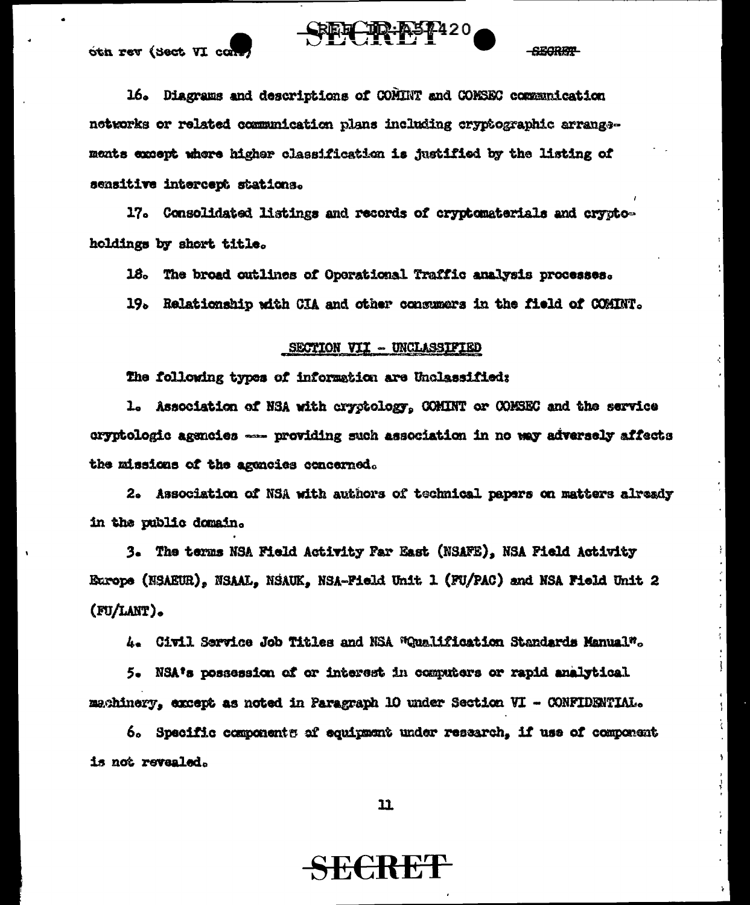16. Diagrams and descriptions of COMINT and COMSEC communication networks or related communication plans including cryptographic arrangements except where higher classification is justified by the listing of sensitive intercept stations.

17. Consolidated listings and records of cryptomaterials and cryptoholdings by short title.

18. The broad outlines of Operational Traffic analysis processes.

19. Relationship with CIA and other consumers in the field of COMINT.

## SECTION VII - UNCLASSIFIED

The following types of information are Unclassified:

1. Association of NSA with cryptology, COMINT or COMSEC and the service cryptologic agencies —— providing such association in no way adversely affects the missions of the agencies concerned.

2. Association of NSA with authors of technical papers on matters already in the public domain.

3. The terms NSA Field Activity Far East (NSAFE), NSA Field Activity Europe (NSAEUR), NSAAL, NSAUK, NSA-Field Unit 1 (FU/PAC) and NSA Field Unit 2 (FU/LANT).

4. Civil Service Job Titles and NSA "Qualification Standards Manual".

5. NSA's possession of or interest in computers or rapid analytical machinery, except as noted in Paragraph 10 under Section VI - CONFIDENTIAL.

6. Specific components of equipment under research, if use of component is not revealed.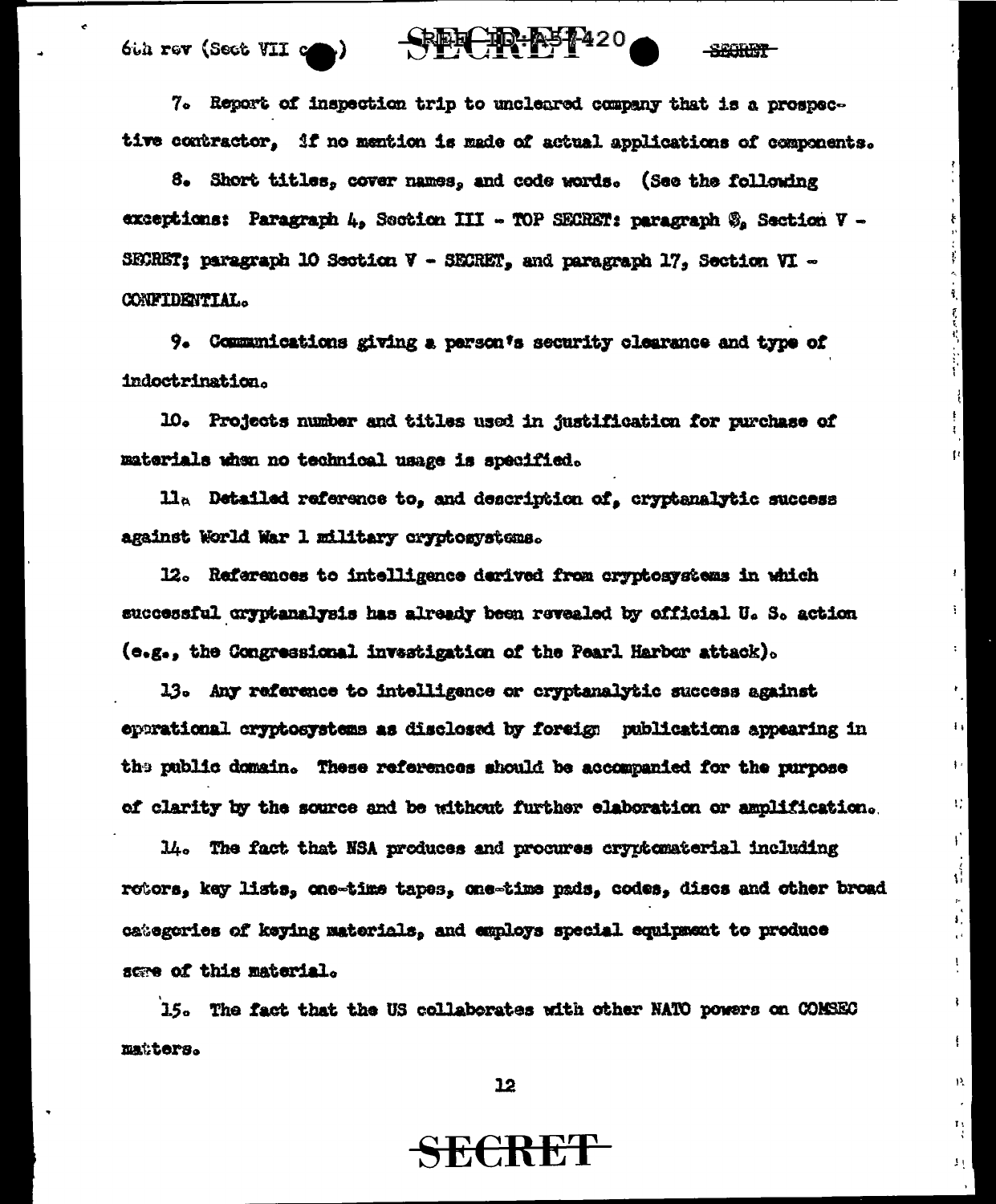7. Report of inspection trip to uncleared company that is a prospective contractor, if no mention is made of actual applications of components.

8. Short titles, cover names, and code words. (See the following exceptions: Paragraph 4, Section III - TOP SECRET: paragraph 8, Section V - SECRET; paragraph 10 Section V - SECRET, and paragraph 17, Section VI - CONFIDENTIAL.

9. Communications giving a person's security clearance and type of indoctrination.

10. Projects number and titles used in justification for purchase of materials when no technical usage is specified.

11. Detailed reference to, and description of, cryptanalytic success against World War 1 military cryptosystems.

12. References to intelligence derived from cryptosystems in which successful cryptanalysis has already been revealed by official U. S. action (e.g., the Congressional investigation of the Pearl Harbor attack).

13. Any reference to intelligence or cryptanalytic success against operational cryptosystems as disclosed by foreign publications appearing in the public domain. These references should be accompanied for the purpose of clarity by the source and be without further elaboration or amplification.

14. The fact that NSA produces and procures cryptomaterial including rotors, key lists, one-time tapes, one-time pads, codes, discs and other broad categories of keying materials, and employs special equipment to produce some of this material.

15. The fact that the US collaborates with other NATO powers on COMSEC matters.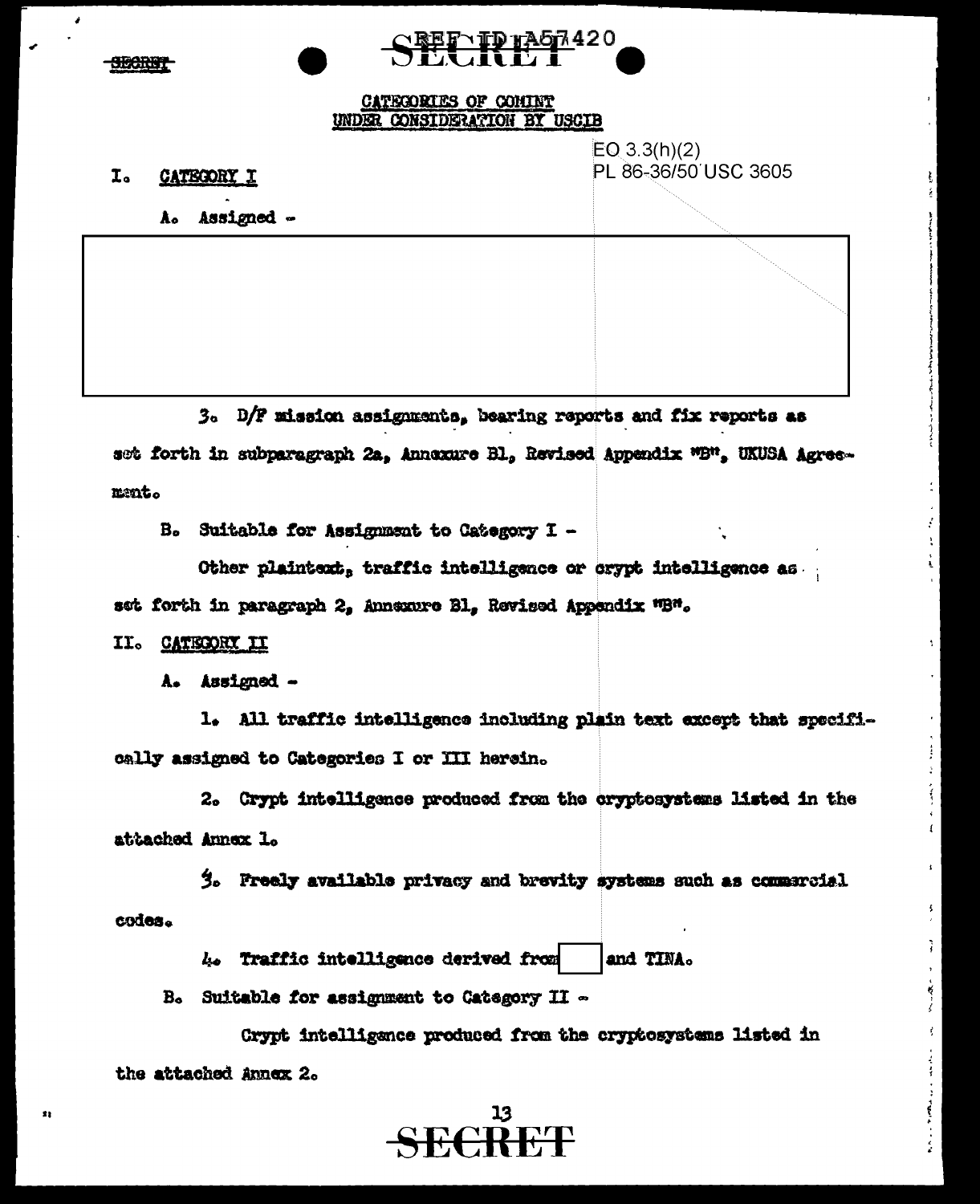SECRET

REF ID:A57420

CATEGORIES OF COMINT
UNDER CONSIDERATION BY USCIB

EO 3.3(h)(2)
PL 86-36/50 USC 3605

I. CATEGORY I

A. Assigned -

3. D/F mission assignments, bearing reports and fix reports as set forth in subparagraph 2a, Annexure B1, Revised Appendix "B", UKUSA Agreement.

B. Suitable for Assignment to Category I -

Other plaintext, traffic intelligence or crypt intelligence as set forth in paragraph 2, Annexure B1, Revised Appendix "B".

II. CATEGORY II

A. Assigned -

1. All traffic intelligence including plain text except that specifically assigned to Categories I or III herein.

2. Crypt intelligence produced from the cryptosystems listed in the attached Annex 1.

3. Freely available privacy and brevity systems such as commercial codes.

4. Traffic intelligence derived from [ ] and TINA.

B. Suitable for assignment to Category II -

Crypt intelligence produced from the cryptosystems listed in the attached Annex 2.

SECRET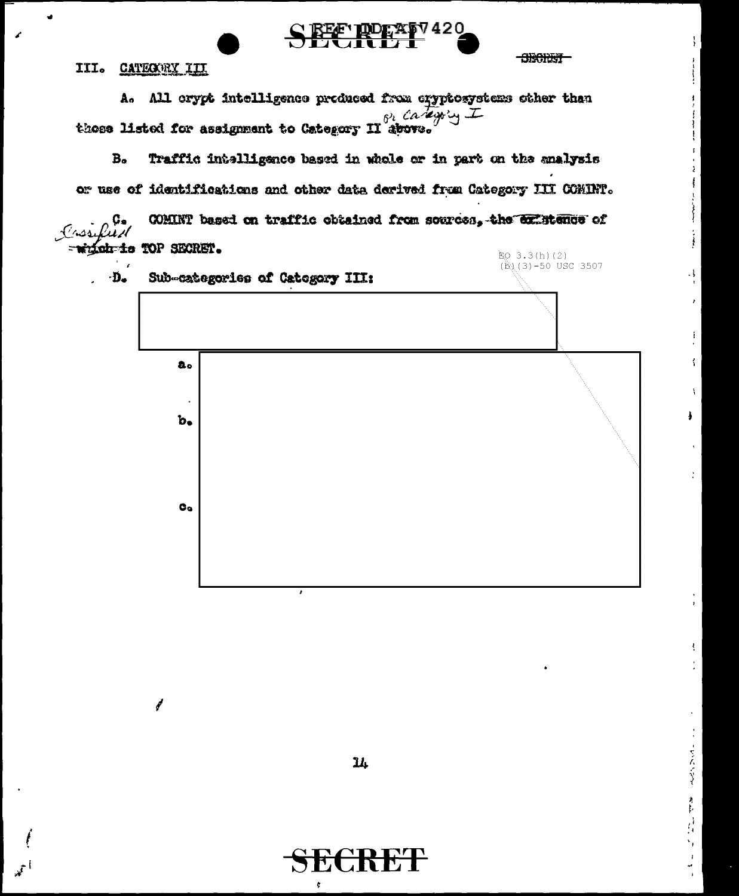## III. CATEGORY III

A. All crypt intelligence produced from cryptosystems other than those listed for assignment to Category II ~~above.~~ or Category I

B. Traffic intelligence based in whole or in part on the analysis or use of identifications and other data derived from Category III COMINT.

C. COMINT based on traffic obtained from sources, ~~the existence of which is~~ classified TOP SECRET.

EO 3.3(h)(2)
(b)(3)-50 USC 3507

D. Sub-categories of Category III:

a.

b.

c.